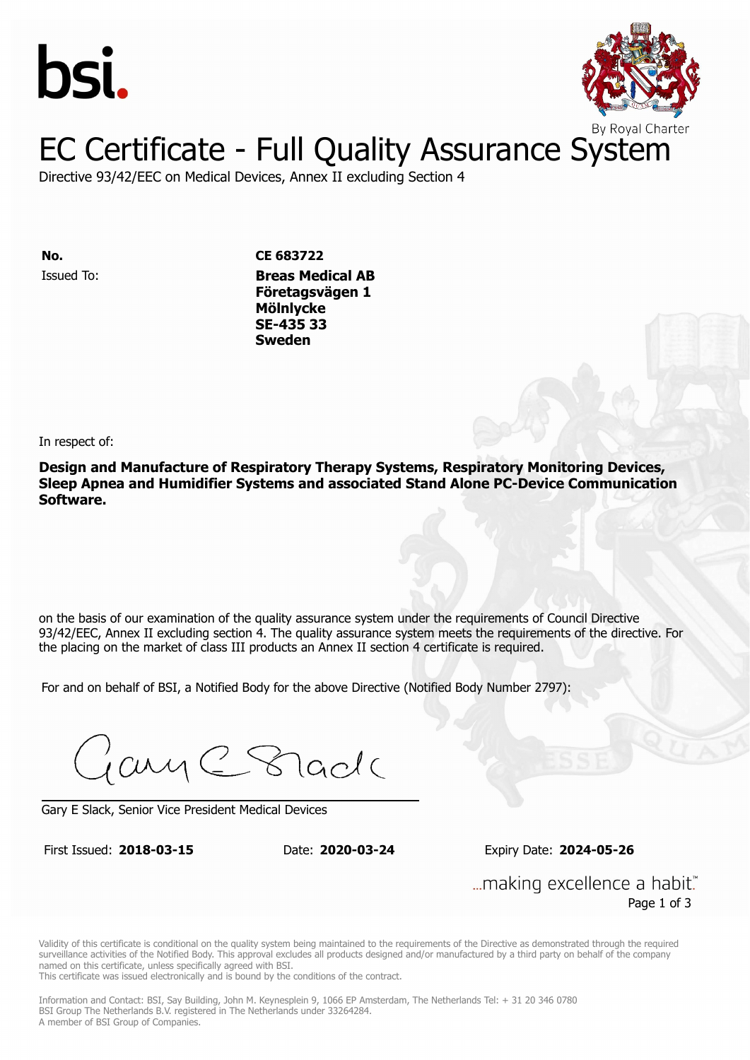bsi.

By Royal Charter

# EC Certificate - Full Quality Assurance System

Directive 93/42/EEC on Medical Devices, Annex II excluding Section 4

**No.** **CE 683722**

Issued To: **Breas Medical AB**
**Företagsvägen 1**
**Mölnlycke**
**SE-435 33**
**Sweden**

In respect of:

**Design and Manufacture of Respiratory Therapy Systems, Respiratory Monitoring Devices, Sleep Apnea and Humidifier Systems and associated Stand Alone PC-Device Communication Software.**

on the basis of our examination of the quality assurance system under the requirements of Council Directive 93/42/EEC, Annex II excluding section 4. The quality assurance system meets the requirements of the directive. For the placing on the market of class III products an Annex II section 4 certificate is required.

For and on behalf of BSI, a Notified Body for the above Directive (Notified Body Number 2797):

Gary E Slack, Senior Vice President Medical Devices

First Issued: **2018-03-15** Date: **2020-03-24** Expiry Date: **2024-05-26**

...making excellence a habit.™

Validity of this certificate is conditional on the quality system being maintained to the requirements of the Directive as demonstrated through the required surveillance activities of the Notified Body. This approval excludes all products designed and/or manufactured by a third party on behalf of the company named on this certificate, unless specifically agreed with BSI.
This certificate was issued electronically and is bound by the conditions of the contract.

Information and Contact: BSI, Say Building, John M. Keynesplein 9, 1066 EP Amsterdam, The Netherlands Tel: + 31 20 346 0780
BSI Group The Netherlands B.V. registered in The Netherlands under 33264284.
A member of BSI Group of Companies.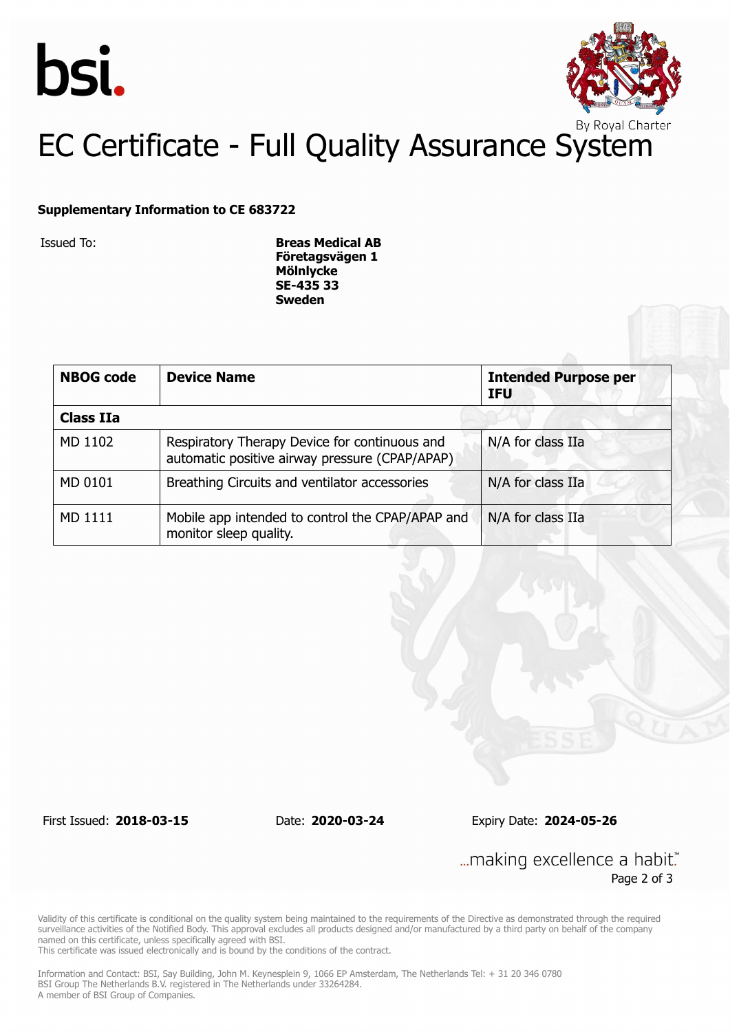# EC Certificate - Full Quality Assurance System

**Supplementary Information to CE 683722**

Issued To: **Breas Medical AB**
**Företagsvägen 1**
**Mölnlycke**
**SE-435 33**
**Sweden**

| NBOG code | Device Name | Intended Purpose per IFU |
| --- | --- | --- |
| **Class IIa** | | |
| MD 1102 | Respiratory Therapy Device for continuous and automatic positive airway pressure (CPAP/APAP) | N/A for class IIa |
| MD 0101 | Breathing Circuits and ventilator accessories | N/A for class IIa |
| MD 1111 | Mobile app intended to control the CPAP/APAP and monitor sleep quality. | N/A for class IIa |

First Issued: **2018-03-15** Date: **2020-03-24** Expiry Date: **2024-05-26**

Validity of this certificate is conditional on the quality system being maintained to the requirements of the Directive as demonstrated through the required surveillance activities of the Notified Body. This approval excludes all products designed and/or manufactured by a third party on behalf of the company named on this certificate, unless specifically agreed with BSI.
This certificate was issued electronically and is bound by the conditions of the contract.

Information and Contact: BSI, Say Building, John M. Keynesplein 9, 1066 EP Amsterdam, The Netherlands Tel: + 31 20 346 0780
BSI Group The Netherlands B.V. registered in The Netherlands under 33264284.
A member of BSI Group of Companies.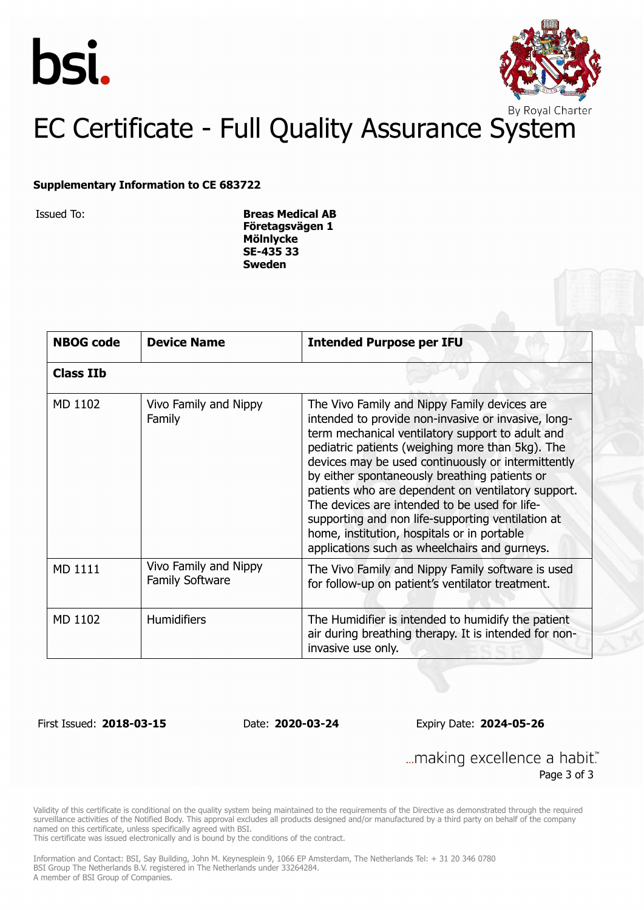bsi.

By Royal Charter

# EC Certificate - Full Quality Assurance System

**Supplementary Information to CE 683722**

Issued To: **Breas Medical AB**
**Företagsvägen 1**
**Mölnlycke**
**SE-435 33**
**Sweden**

| NBOG code | Device Name | Intended Purpose per IFU |
|---|---|---|
| **Class IIb** | | |
| MD 1102 | Vivo Family and Nippy Family | The Vivo Family and Nippy Family devices are intended to provide non-invasive or invasive, long-term mechanical ventilatory support to adult and pediatric patients (weighing more than 5kg). The devices may be used continuously or intermittently by either spontaneously breathing patients or patients who are dependent on ventilatory support. The devices are intended to be used for life-supporting and non life-supporting ventilation at home, institution, hospitals or in portable applications such as wheelchairs and gurneys. |
| MD 1111 | Vivo Family and Nippy Family Software | The Vivo Family and Nippy Family software is used for follow-up on patient's ventilator treatment. |
| MD 1102 | Humidifiers | The Humidifier is intended to humidify the patient air during breathing therapy. It is intended for non-invasive use only. |

First Issued: **2018-03-15** Date: **2020-03-24** Expiry Date: **2024-05-26**

...making excellence a habit.™

Validity of this certificate is conditional on the quality system being maintained to the requirements of the Directive as demonstrated through the required surveillance activities of the Notified Body. This approval excludes all products designed and/or manufactured by a third party on behalf of the company named on this certificate, unless specifically agreed with BSI.
This certificate was issued electronically and is bound by the conditions of the contract.

Information and Contact: BSI, Say Building, John M. Keynesplein 9, 1066 EP Amsterdam, The Netherlands Tel: + 31 20 346 0780
BSI Group The Netherlands B.V. registered in The Netherlands under 33264284.
A member of BSI Group of Companies.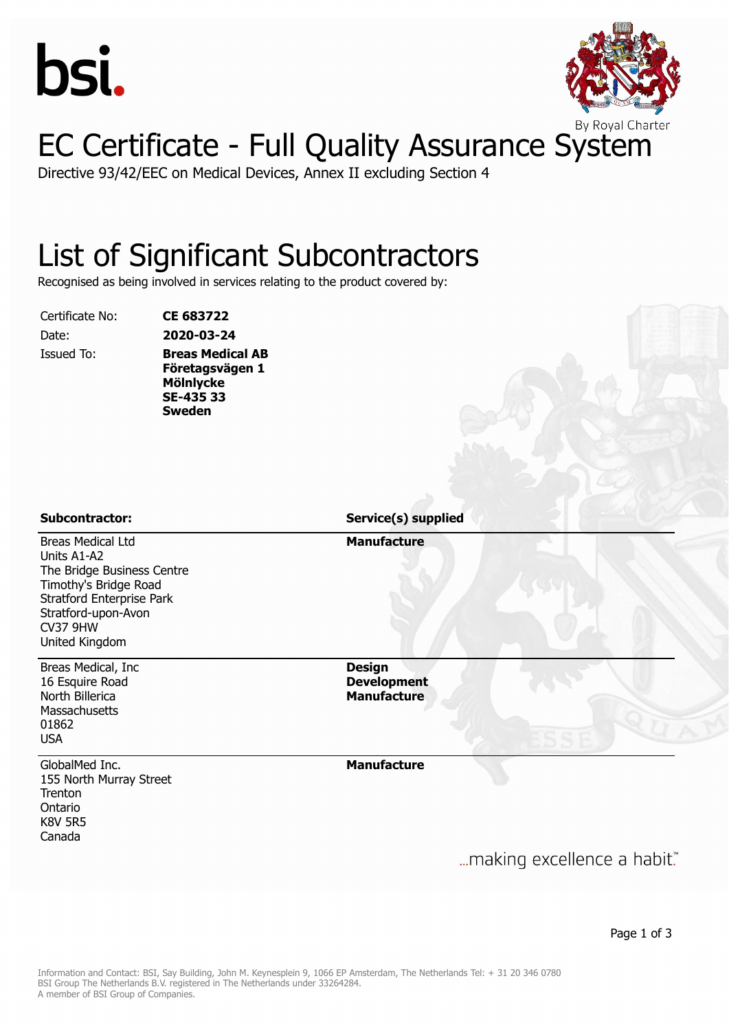bsi.

By Royal Charter

# EC Certificate - Full Quality Assurance System

Directive 93/42/EEC on Medical Devices, Annex II excluding Section 4

## List of Significant Subcontractors

Recognised as being involved in services relating to the product covered by:

| | |
|---|---|
| Certificate No: | **CE 683722** |
| Date: | **2020-03-24** |
| Issued To: | **Breas Medical AB**<br>**Företagsvägen 1**<br>**Mölnlycke**<br>**SE-435 33**<br>**Sweden** |

| **Subcontractor:** | **Service(s) supplied** |
|---|---|
| Breas Medical Ltd<br>Units A1-A2<br>The Bridge Business Centre<br>Timothy's Bridge Road<br>Stratford Enterprise Park<br>Stratford-upon-Avon<br>CV37 9HW<br>United Kingdom | **Manufacture** |
| Breas Medical, Inc<br>16 Esquire Road<br>North Billerica<br>Massachusetts<br>01862<br>USA | **Design**<br>**Development**<br>**Manufacture** |
| GlobalMed Inc.<br>155 North Murray Street<br>Trenton<br>Ontario<br>K8V 5R5<br>Canada | **Manufacture** |

...making excellence a habit.™

Information and Contact: BSI, Say Building, John M. Keynesplein 9, 1066 EP Amsterdam, The Netherlands Tel: + 31 20 346 0780
BSI Group The Netherlands B.V. registered in The Netherlands under 33264284.
A member of BSI Group of Companies.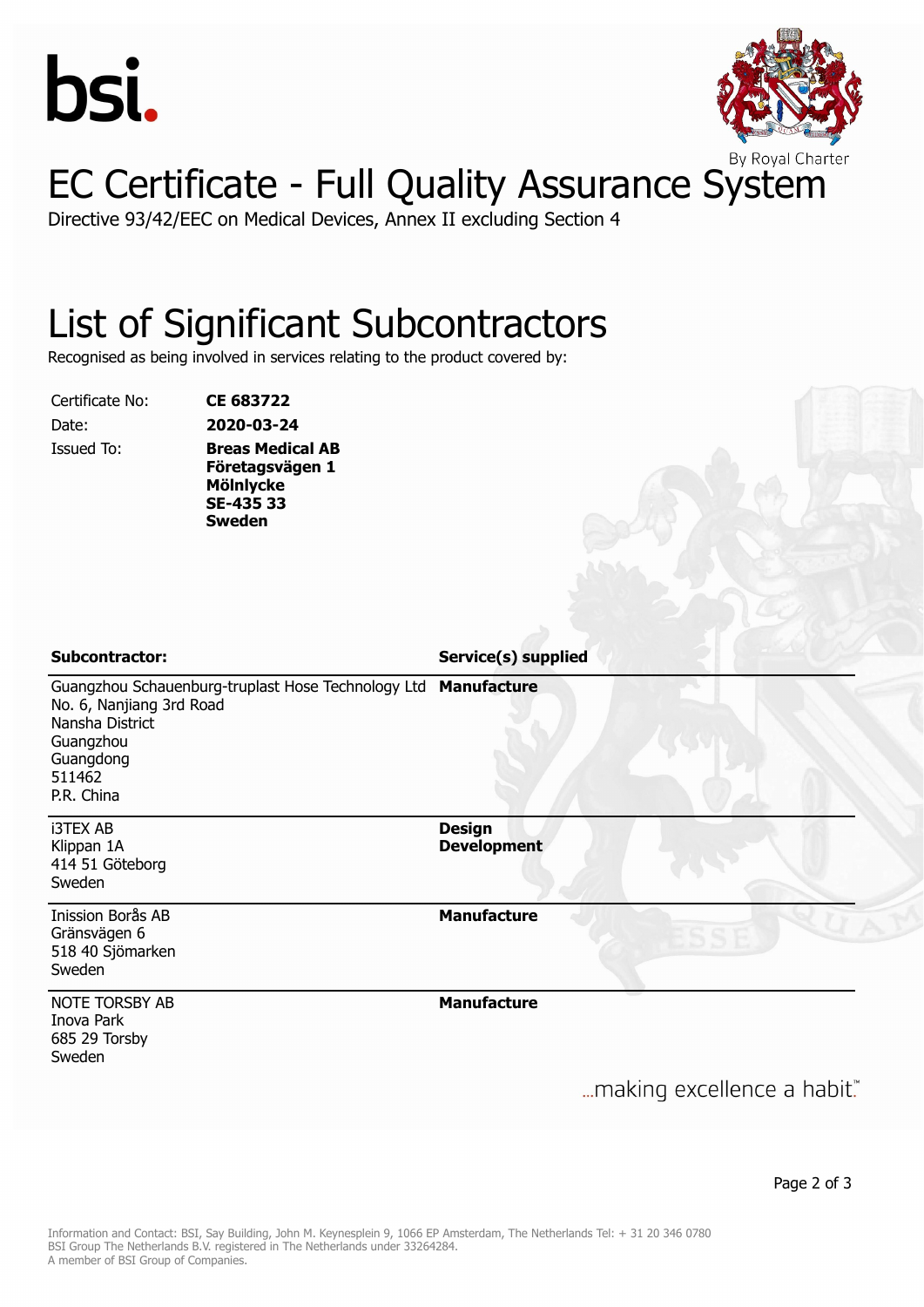bsi.

By Royal Charter

# EC Certificate - Full Quality Assurance System

Directive 93/42/EEC on Medical Devices, Annex II excluding Section 4

## List of Significant Subcontractors

Recognised as being involved in services relating to the product covered by:

| | |
|---|---|
| Certificate No: | **CE 683722** |
| Date: | **2020-03-24** |
| Issued To: | **Breas Medical AB**<br>**Företagsvägen 1**<br>**Mölnlycke**<br>**SE-435 33**<br>**Sweden** |

| **Subcontractor:** | **Service(s) supplied** |
|---|---|
| Guangzhou Schauenburg-truplast Hose Technology Ltd<br>No. 6, Nanjiang 3rd Road<br>Nansha District<br>Guangzhou<br>Guangdong<br>511462<br>P.R. China | **Manufacture** |
| i3TEX AB<br>Klippan 1A<br>414 51 Göteborg<br>Sweden | **Design**<br>**Development** |
| Inission Borås AB<br>Gränsvägen 6<br>518 40 Sjömarken<br>Sweden | **Manufacture** |
| NOTE TORSBY AB<br>Inova Park<br>685 29 Torsby<br>Sweden | **Manufacture** |

...making excellence a habit.™

Information and Contact: BSI, Say Building, John M. Keynesplein 9, 1066 EP Amsterdam, The Netherlands Tel: + 31 20 346 0780
BSI Group The Netherlands B.V. registered in The Netherlands under 33264284.
A member of BSI Group of Companies.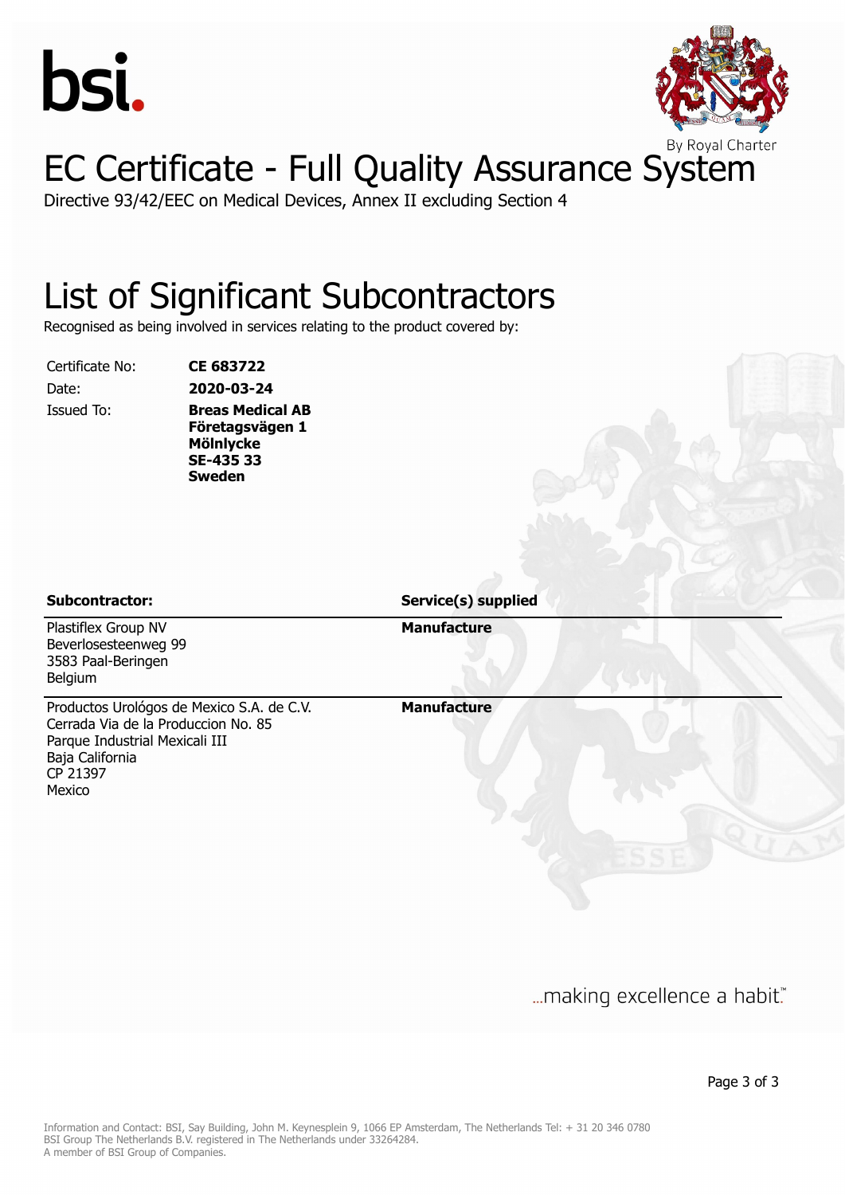bsi.

By Royal Charter

# EC Certificate - Full Quality Assurance System

Directive 93/42/EEC on Medical Devices, Annex II excluding Section 4

## List of Significant Subcontractors

Recognised as being involved in services relating to the product covered by:

| | |
|---|---|
| Certificate No: | **CE 683722** |
| Date: | **2020-03-24** |
| Issued To: | **Breas Medical AB**<br>**Företagsvägen 1**<br>**Mölnlycke**<br>**SE-435 33**<br>**Sweden** |

| **Subcontractor:** | **Service(s) supplied** |
|---|---|
| Plastiflex Group NV<br>Beverlosesteenweg 99<br>3583 Paal-Beringen<br>Belgium | **Manufacture** |
| Productos Urológos de Mexico S.A. de C.V.<br>Cerrada Via de la Produccion No. 85<br>Parque Industrial Mexicali III<br>Baja California<br>CP 21397<br>Mexico | **Manufacture** |

...making excellence a habit.™

Information and Contact: BSI, Say Building, John M. Keynesplein 9, 1066 EP Amsterdam, The Netherlands Tel: + 31 20 346 0780
BSI Group The Netherlands B.V. registered in The Netherlands under 33264284.
A member of BSI Group of Companies.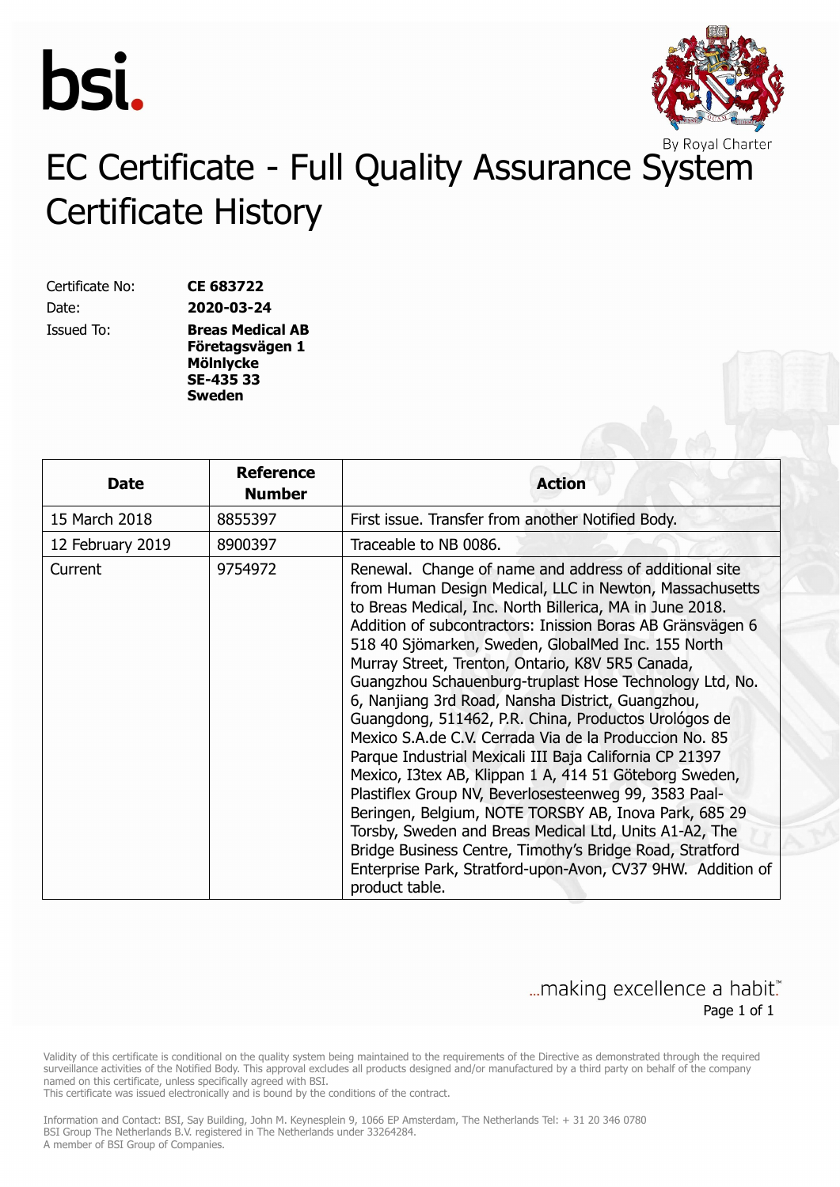bsi.

By Royal Charter

# EC Certificate - Full Quality Assurance System Certificate History

| | |
|---|---|
| Certificate No: | **CE 683722** |
| Date: | **2020-03-24** |
| Issued To: | **Breas Medical AB**<br>**Företagsvägen 1**<br>**Mölnlycke**<br>**SE-435 33**<br>**Sweden** |

| Date | Reference Number | Action |
|---|---|---|
| 15 March 2018 | 8855397 | First issue. Transfer from another Notified Body. |
| 12 February 2019 | 8900397 | Traceable to NB 0086. |
| Current | 9754972 | Renewal. Change of name and address of additional site from Human Design Medical, LLC in Newton, Massachusetts to Breas Medical, Inc. North Billerica, MA in June 2018. Addition of subcontractors: Inission Boras AB Gränsvägen 6 518 40 Sjömarken, Sweden, GlobalMed Inc. 155 North Murray Street, Trenton, Ontario, K8V 5R5 Canada, Guangzhou Schauenburg-truplast Hose Technology Ltd, No. 6, Nanjiang 3rd Road, Nansha District, Guangzhou, Guangdong, 511462, P.R. China, Productos Urológos de Mexico S.A.de C.V. Cerrada Via de la Produccion No. 85 Parque Industrial Mexicali III Baja California CP 21397 Mexico, I3tex AB, Klippan 1 A, 414 51 Göteborg Sweden, Plastiflex Group NV, Beverlosesteenweg 99, 3583 Paal-Beringen, Belgium, NOTE TORSBY AB, Inova Park, 685 29 Torsby, Sweden and Breas Medical Ltd, Units A1-A2, The Bridge Business Centre, Timothy's Bridge Road, Stratford Enterprise Park, Stratford-upon-Avon, CV37 9HW. Addition of product table. |

...making excellence a habit.™

Validity of this certificate is conditional on the quality system being maintained to the requirements of the Directive as demonstrated through the required surveillance activities of the Notified Body. This approval excludes all products designed and/or manufactured by a third party on behalf of the company named on this certificate, unless specifically agreed with BSI.
This certificate was issued electronically and is bound by the conditions of the contract.

Information and Contact: BSI, Say Building, John M. Keynesplein 9, 1066 EP Amsterdam, The Netherlands Tel: + 31 20 346 0780
BSI Group The Netherlands B.V. registered in The Netherlands under 33264284.
A member of BSI Group of Companies.